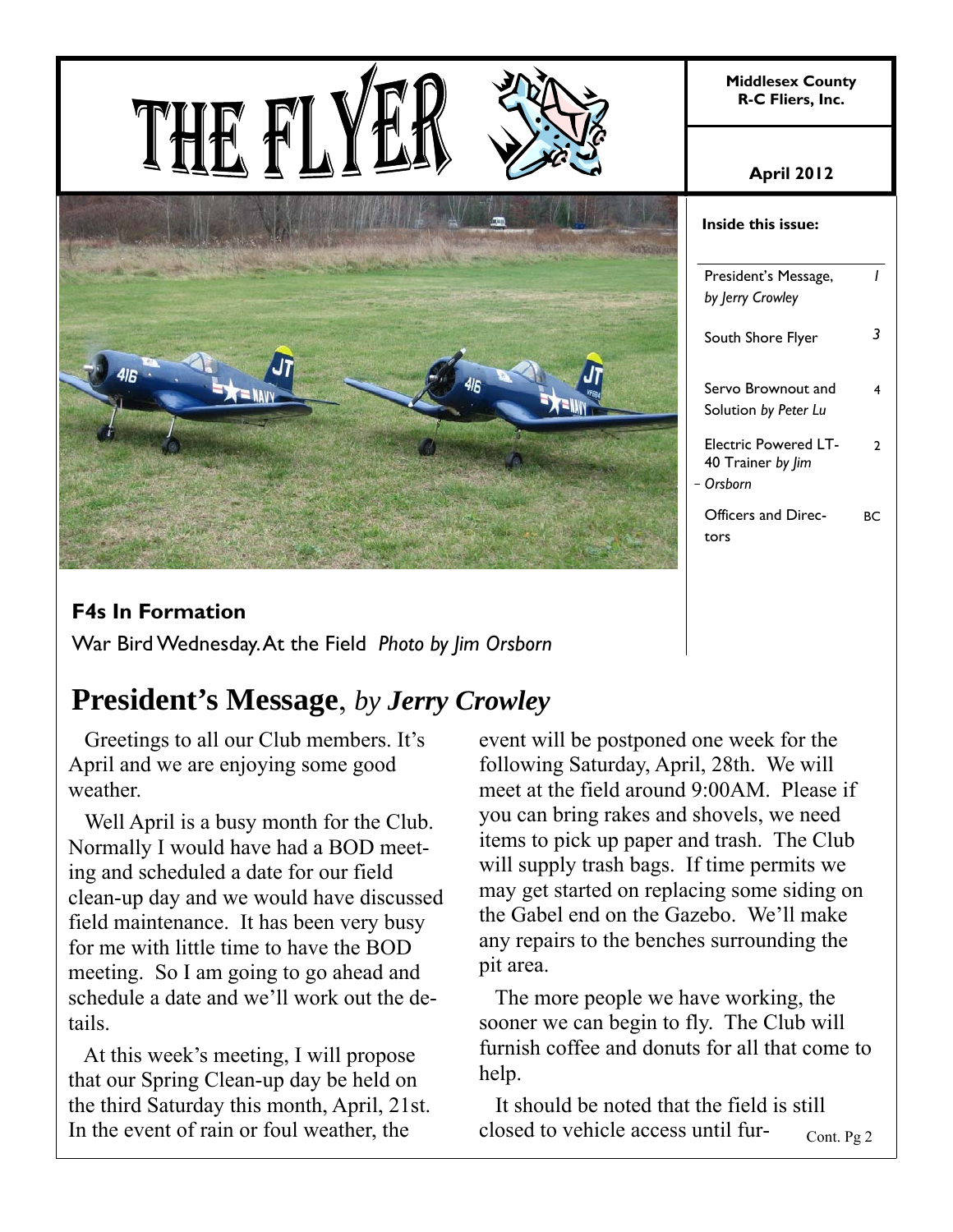# THE FLYER

**Middlesex County R-C Fliers, Inc.**

**April 2012**

**Inside this issue:**

| | |
|---|---|
| President's Message, *by Jerry Crowley* | *1* |
| South Shore Flyer | *3* |
| Servo Brownout and Solution *by Peter Lu* | 4 |
| Electric Powered LT-40 Trainer *by Jim Orsborn* | 2 |
| Officers and Directors | BC |

**F4s In Formation**

War Bird Wednesday. At the Field *Photo by Jim Orsborn*

## President's Message, *by Jerry Crowley*

Greetings to all our Club members. It's April and we are enjoying some good weather.

Well April is a busy month for the Club. Normally I would have had a BOD meeting and scheduled a date for our field clean-up day and we would have discussed field maintenance. It has been very busy for me with little time to have the BOD meeting. So I am going to go ahead and schedule a date and we'll work out the details.

At this week's meeting, I will propose that our Spring Clean-up day be held on the third Saturday this month, April, 21st. In the event of rain or foul weather, the event will be postponed one week for the following Saturday, April, 28th. We will meet at the field around 9:00AM. Please if you can bring rakes and shovels, we need items to pick up paper and trash. The Club will supply trash bags. If time permits we may get started on replacing some siding on the Gabel end on the Gazebo. We'll make any repairs to the benches surrounding the pit area.

The more people we have working, the sooner we can begin to fly. The Club will furnish coffee and donuts for all that come to help.

It should be noted that the field is still closed to vehicle access until fur-

Cont. Pg 2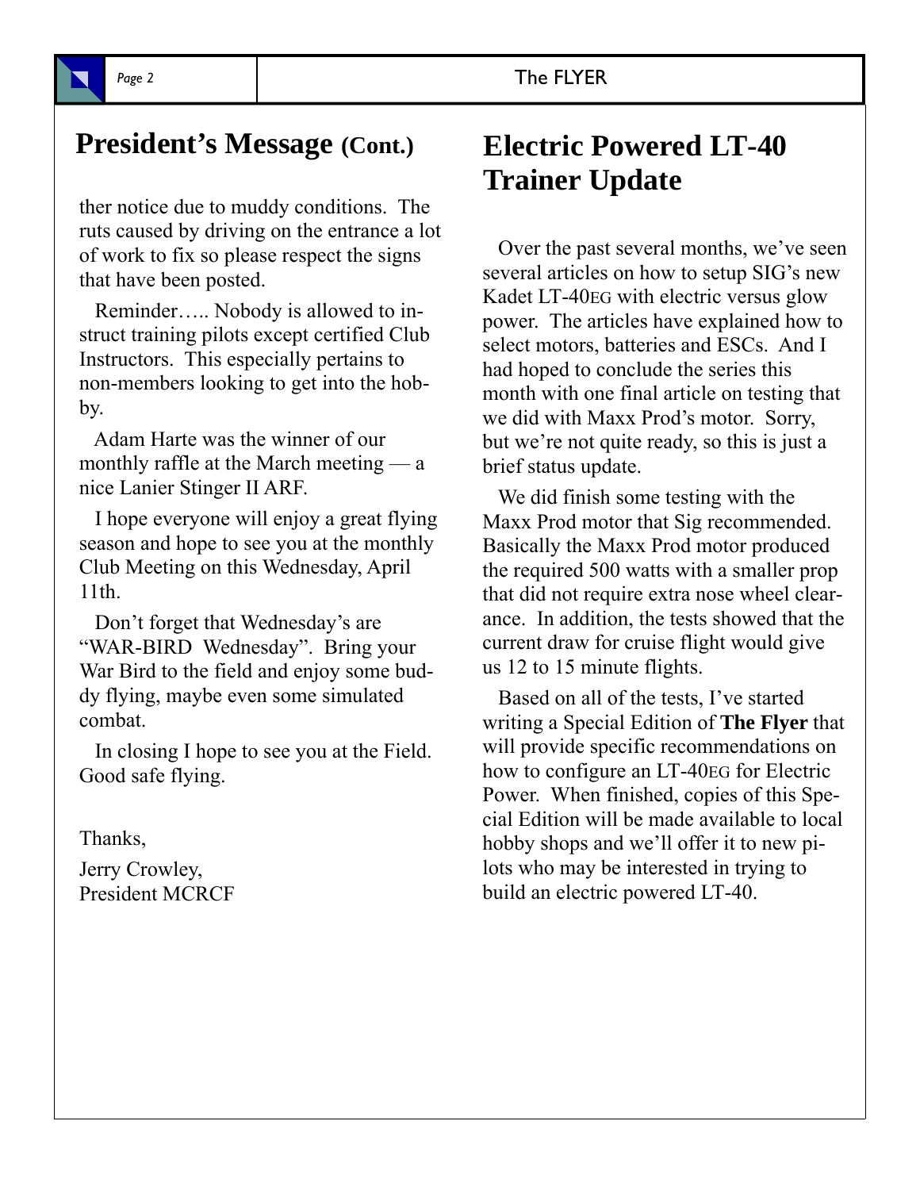## President's Message (Cont.)

ther notice due to muddy conditions. The ruts caused by driving on the entrance a lot of work to fix so please respect the signs that have been posted.

Reminder….. Nobody is allowed to instruct training pilots except certified Club Instructors. This especially pertains to non-members looking to get into the hobby.

Adam Harte was the winner of our monthly raffle at the March meeting — a nice Lanier Stinger II ARF.

I hope everyone will enjoy a great flying season and hope to see you at the monthly Club Meeting on this Wednesday, April 11th.

Don't forget that Wednesday's are "WAR-BIRD Wednesday". Bring your War Bird to the field and enjoy some buddy flying, maybe even some simulated combat.

In closing I hope to see you at the Field. Good safe flying.

Thanks,

Jerry Crowley,
President MCRCF

## Electric Powered LT-40 Trainer Update

Over the past several months, we've seen several articles on how to setup SIG's new Kadet LT-40EG with electric versus glow power. The articles have explained how to select motors, batteries and ESCs. And I had hoped to conclude the series this month with one final article on testing that we did with Maxx Prod's motor. Sorry, but we're not quite ready, so this is just a brief status update.

We did finish some testing with the Maxx Prod motor that Sig recommended. Basically the Maxx Prod motor produced the required 500 watts with a smaller prop that did not require extra nose wheel clearance. In addition, the tests showed that the current draw for cruise flight would give us 12 to 15 minute flights.

Based on all of the tests, I've started writing a Special Edition of **The Flyer** that will provide specific recommendations on how to configure an LT-40EG for Electric Power. When finished, copies of this Special Edition will be made available to local hobby shops and we'll offer it to new pilots who may be interested in trying to build an electric powered LT-40.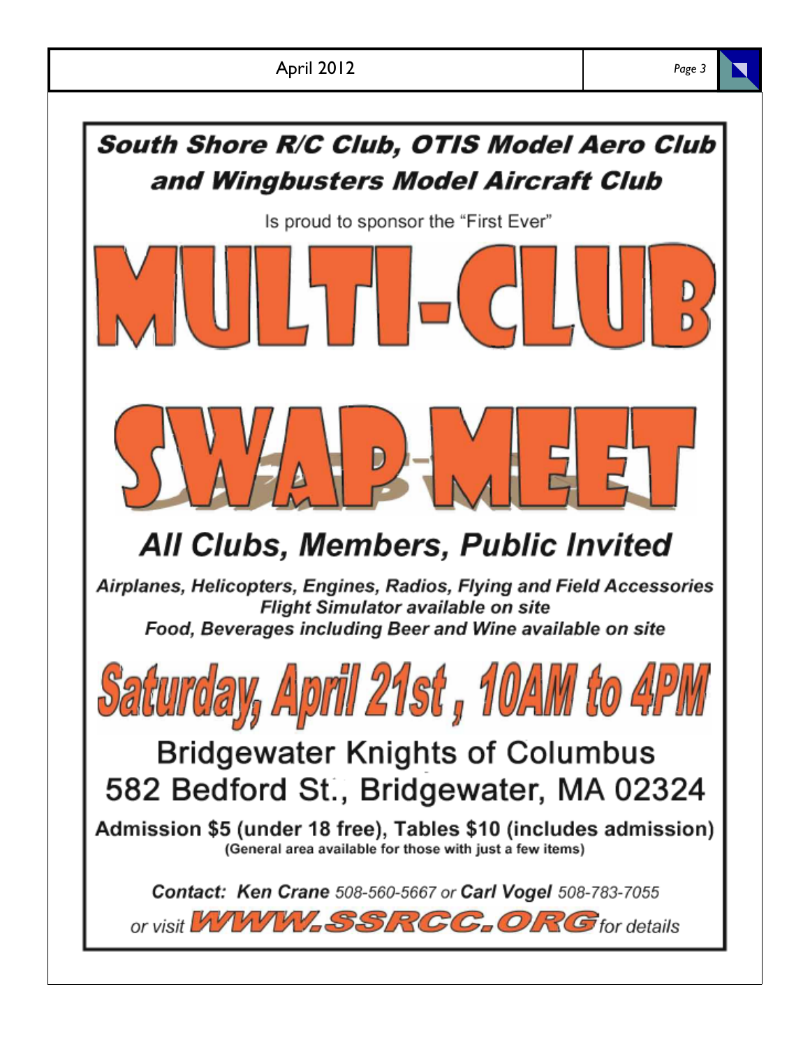**South Shore R/C Club, OTIS Model Aero Club and Wingbusters Model Aircraft Club**

Is proud to sponsor the "First Ever"

# MULTI-CLUB SWAP MEET

## *All Clubs, Members, Public Invited*

***Airplanes, Helicopters, Engines, Radios, Flying and Field Accessories***
***Flight Simulator available on site***
***Food, Beverages including Beer and Wine available on site***

## Saturday, April 21st , 10AM to 4PM

Bridgewater Knights of Columbus
582 Bedford St., Bridgewater, MA 02324

**Admission $5 (under 18 free), Tables $10 (includes admission)**
**(General area available for those with just a few items)**

***Contact: Ken Crane*** *508-560-5667 or* ***Carl Vogel*** *508-783-7055*
*or visit* ***WWW.SSRCC.ORG*** *for details*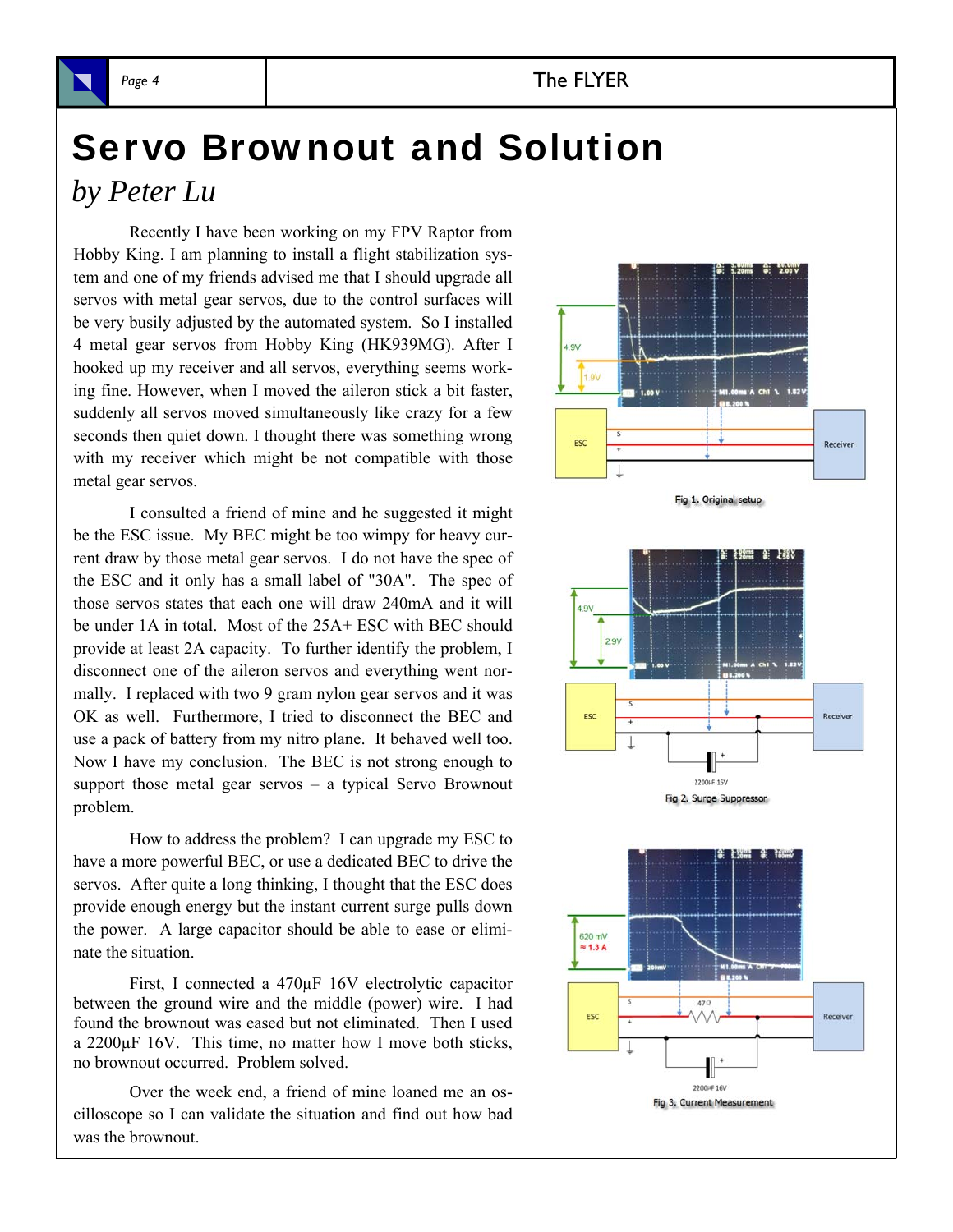# Servo Brownout and Solution

*by Peter Lu*

Recently I have been working on my FPV Raptor from Hobby King. I am planning to install a flight stabilization system and one of my friends advised me that I should upgrade all servos with metal gear servos, due to the control surfaces will be very busily adjusted by the automated system. So I installed 4 metal gear servos from Hobby King (HK939MG). After I hooked up my receiver and all servos, everything seems working fine. However, when I moved the aileron stick a bit faster, suddenly all servos moved simultaneously like crazy for a few seconds then quiet down. I thought there was something wrong with my receiver which might be not compatible with those metal gear servos.

I consulted a friend of mine and he suggested it might be the ESC issue. My BEC might be too wimpy for heavy current draw by those metal gear servos. I do not have the spec of the ESC and it only has a small label of "30A". The spec of those servos states that each one will draw 240mA and it will be under 1A in total. Most of the 25A+ ESC with BEC should provide at least 2A capacity. To further identify the problem, I disconnect one of the aileron servos and everything went normally. I replaced with two 9 gram nylon gear servos and it was OK as well. Furthermore, I tried to disconnect the BEC and use a pack of battery from my nitro plane. It behaved well too. Now I have my conclusion. The BEC is not strong enough to support those metal gear servos – a typical Servo Brownout problem.

How to address the problem? I can upgrade my ESC to have a more powerful BEC, or use a dedicated BEC to drive the servos. After quite a long thinking, I thought that the ESC does provide enough energy but the instant current surge pulls down the power. A large capacitor should be able to ease or eliminate the situation.

First, I connected a 470µF 16V electrolytic capacitor between the ground wire and the middle (power) wire. I had found the brownout was eased but not eliminated. Then I used a 2200µF 16V. This time, no matter how I move both sticks, no brownout occurred. Problem solved.

Over the week end, a friend of mine loaned me an oscilloscope so I can validate the situation and find out how bad was the brownout.

Fig 1. Original setup

Fig 2. Surge Suppressor

Fig 3. Current Measurement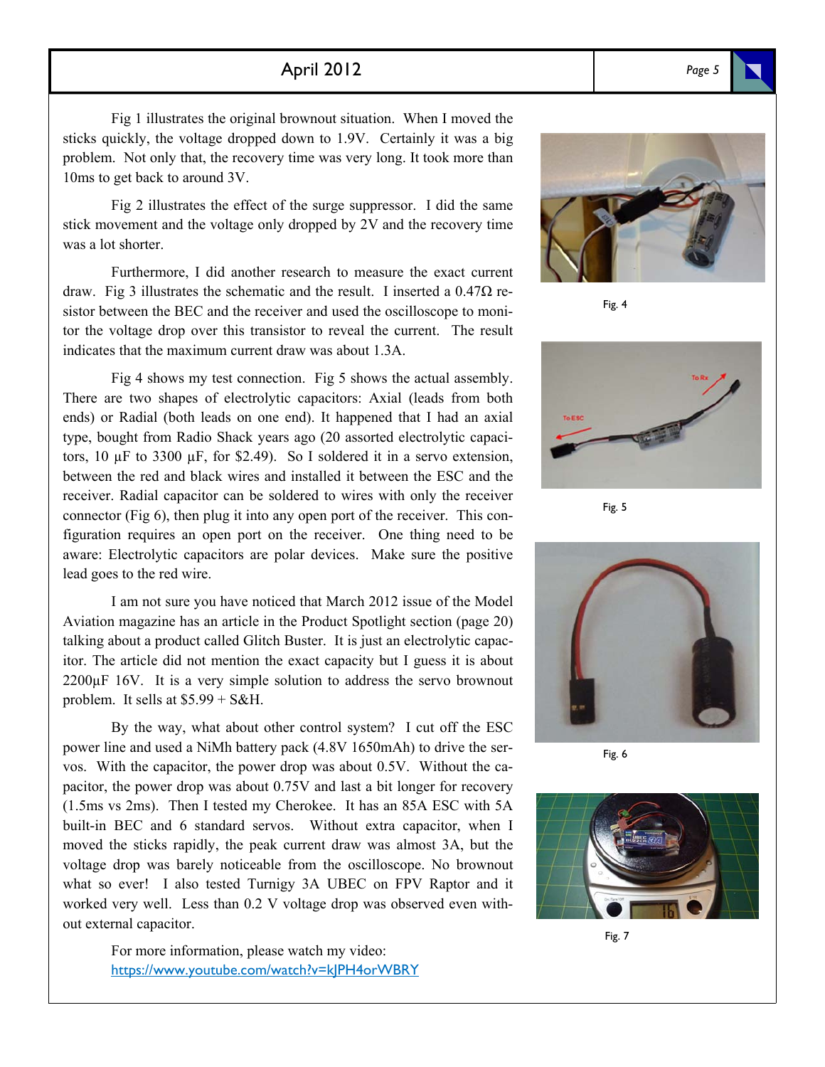Fig 1 illustrates the original brownout situation. When I moved the sticks quickly, the voltage dropped down to 1.9V. Certainly it was a big problem. Not only that, the recovery time was very long. It took more than 10ms to get back to around 3V.

Fig 2 illustrates the effect of the surge suppressor. I did the same stick movement and the voltage only dropped by 2V and the recovery time was a lot shorter.

Furthermore, I did another research to measure the exact current draw. Fig 3 illustrates the schematic and the result. I inserted a 0.47Ω resistor between the BEC and the receiver and used the oscilloscope to monitor the voltage drop over this transistor to reveal the current. The result indicates that the maximum current draw was about 1.3A.

Fig 4 shows my test connection. Fig 5 shows the actual assembly. There are two shapes of electrolytic capacitors: Axial (leads from both ends) or Radial (both leads on one end). It happened that I had an axial type, bought from Radio Shack years ago (20 assorted electrolytic capacitors, 10 µF to 3300 µF, for $2.49). So I soldered it in a servo extension, between the red and black wires and installed it between the ESC and the receiver. Radial capacitor can be soldered to wires with only the receiver connector (Fig 6), then plug it into any open port of the receiver. This configuration requires an open port on the receiver. One thing need to be aware: Electrolytic capacitors are polar devices. Make sure the positive lead goes to the red wire.

I am not sure you have noticed that March 2012 issue of the Model Aviation magazine has an article in the Product Spotlight section (page 20) talking about a product called Glitch Buster. It is just an electrolytic capacitor. The article did not mention the exact capacity but I guess it is about 2200µF 16V. It is a very simple solution to address the servo brownout problem. It sells at $5.99 + S&H.

By the way, what about other control system? I cut off the ESC power line and used a NiMh battery pack (4.8V 1650mAh) to drive the servos. With the capacitor, the power drop was about 0.5V. Without the capacitor, the power drop was about 0.75V and last a bit longer for recovery (1.5ms vs 2ms). Then I tested my Cherokee. It has an 85A ESC with 5A built-in BEC and 6 standard servos. Without extra capacitor, when I moved the sticks rapidly, the peak current draw was almost 3A, but the voltage drop was barely noticeable from the oscilloscope. No brownout what so ever! I also tested Turnigy 3A UBEC on FPV Raptor and it worked very well. Less than 0.2 V voltage drop was observed even without external capacitor.

For more information, please watch my video: [https://www.youtube.com/watch?v=kJPH4orWBRY](https://www.youtube.com/watch?v=kJPH4orWBRY)

Fig. 4

Fig. 5

Fig. 6

Fig. 7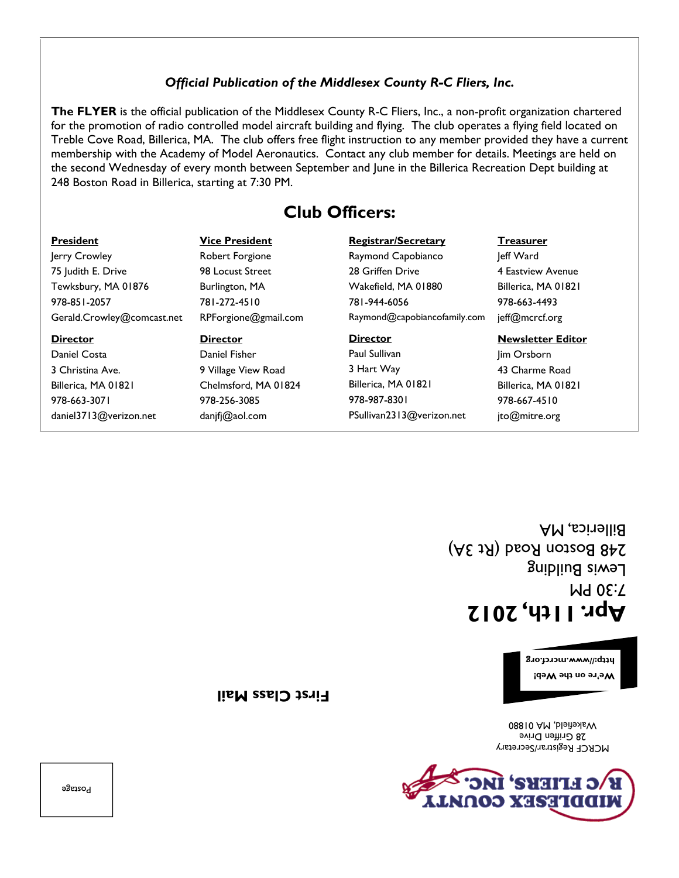*Official Publication of the Middlesex County R-C Fliers, Inc.*

**The FLYER** is the official publication of the Middlesex County R-C Fliers, Inc., a non-profit organization chartered for the promotion of radio controlled model aircraft building and flying. The club operates a flying field located on Treble Cove Road, Billerica, MA. The club offers free flight instruction to any member provided they have a current membership with the Academy of Model Aeronautics. Contact any club member for details. Meetings are held on the second Wednesday of every month between September and June in the Billerica Recreation Dept building at 248 Boston Road in Billerica, starting at 7:30 PM.

## Club Officers:

**President**
Jerry Crowley
75 Judith E. Drive
Tewksbury, MA 01876
978-851-2057
Gerald.Crowley@comcast.net

**Vice President**
Robert Forgione
98 Locust Street
Burlington, MA
781-272-4510
RPForgione@gmail.com

**Registrar/Secretary**
Raymond Capobianco
28 Griffen Drive
Wakefield, MA 01880
781-944-6056
Raymond@capobiancofamily.com

**Treasurer**
Jeff Ward
4 Eastview Avenue
Billerica, MA 01821
978-663-4493
jeff@mcrcf.org

**Director**
Daniel Costa
3 Christina Ave.
Billerica, MA 01821
978-663-3071
daniel3713@verizon.net

**Director**
Daniel Fisher
9 Village View Road
Chelmsford, MA 01824
978-256-3085
danjfj@aol.com

**Director**
Paul Sullivan
3 Hart Way
Billerica, MA 01821
978-987-8301
PSullivan2313@verizon.net

**Newsletter Editor**
Jim Orsborn
43 Charme Road
Billerica, MA 01821
978-667-4510
jto@mitre.org

MIDDLESEX COUNTY R/C FLIERS, INC.

MCRCF Registrar/Secretary
28 Griffen Drive
Wakefield, MA 01880

**We're on the Web!**
**http://www.mcrcf.org**

**Apr. 11th, 2012**
7:30 PM
Lewis Building
248 Boston Road (Rt 3A)
Billerica, MA

**First Class Mail**

Postage